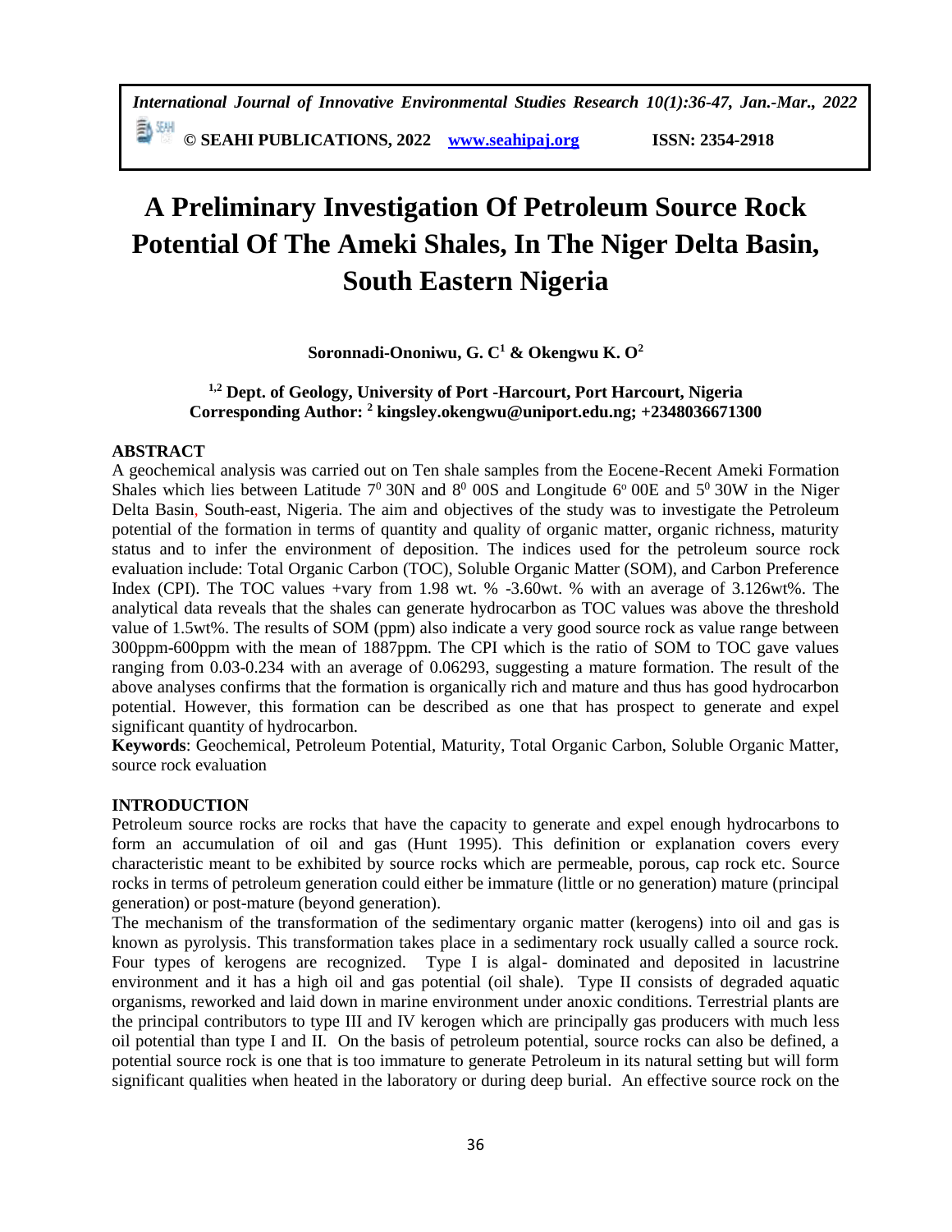# A Preliminary Investigation Of Petroleum Source Rock Potential Of The Ameki Shales, In The Niger Delta Basin, South Eastern Nigeria

**Soronnadi-Ononiwu, G. C[1] & Okengwu K. O[2]**

**[1,2] Dept. of Geology, University of Port -Harcourt, Port Harcourt, Nigeria**
**Corresponding Author: [2] kingsley.okengwu@uniport.edu.ng; +2348036671300**

## ABSTRACT

A geochemical analysis was carried out on Ten shale samples from the Eocene-Recent Ameki Formation Shales which lies between Latitude $7^0$ 30N and $8^0$ 00S and Longitude $6^o$ 00E and $5^0$ 30W in the Niger Delta Basin, South-east, Nigeria. The aim and objectives of the study was to investigate the Petroleum potential of the formation in terms of quantity and quality of organic matter, organic richness, maturity status and to infer the environment of deposition. The indices used for the petroleum source rock evaluation include: Total Organic Carbon (TOC), Soluble Organic Matter (SOM), and Carbon Preference Index (CPI). The TOC values +vary from 1.98 wt. % -3.60wt. % with an average of 3.126wt%. The analytical data reveals that the shales can generate hydrocarbon as TOC values was above the threshold value of 1.5wt%. The results of SOM (ppm) also indicate a very good source rock as value range between 300ppm-600ppm with the mean of 1887ppm. The CPI which is the ratio of SOM to TOC gave values ranging from 0.03-0.234 with an average of 0.06293, suggesting a mature formation. The result of the above analyses confirms that the formation is organically rich and mature and thus has good hydrocarbon potential. However, this formation can be described as one that has prospect to generate and expel significant quantity of hydrocarbon.

**Keywords**: Geochemical, Petroleum Potential, Maturity, Total Organic Carbon, Soluble Organic Matter, source rock evaluation

## INTRODUCTION

Petroleum source rocks are rocks that have the capacity to generate and expel enough hydrocarbons to form an accumulation of oil and gas (Hunt 1995). This definition or explanation covers every characteristic meant to be exhibited by source rocks which are permeable, porous, cap rock etc. Source rocks in terms of petroleum generation could either be immature (little or no generation) mature (principal generation) or post-mature (beyond generation).

The mechanism of the transformation of the sedimentary organic matter (kerogens) into oil and gas is known as pyrolysis. This transformation takes place in a sedimentary rock usually called a source rock. Four types of kerogens are recognized. Type I is algal- dominated and deposited in lacustrine environment and it has a high oil and gas potential (oil shale). Type II consists of degraded aquatic organisms, reworked and laid down in marine environment under anoxic conditions. Terrestrial plants are the principal contributors to type III and IV kerogen which are principally gas producers with much less oil potential than type I and II. On the basis of petroleum potential, source rocks can also be defined, a potential source rock is one that is too immature to generate Petroleum in its natural setting but will form significant qualities when heated in the laboratory or during deep burial. An effective source rock on the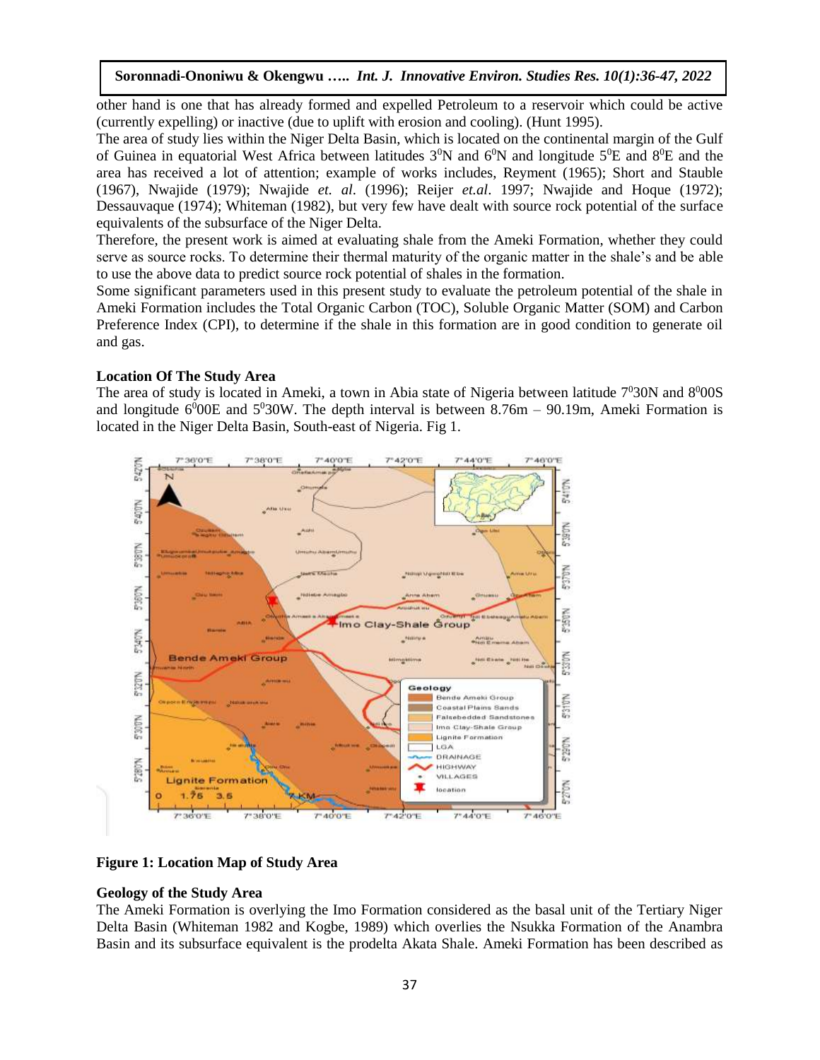other hand is one that has already formed and expelled Petroleum to a reservoir which could be active (currently expelling) or inactive (due to uplift with erosion and cooling). (Hunt 1995).

The area of study lies within the Niger Delta Basin, which is located on the continental margin of the Gulf of Guinea in equatorial West Africa between latitudes $3^0$N and $6^0$N and longitude $5^0$E and $8^0$E and the area has received a lot of attention; example of works includes, Reyment (1965); Short and Stauble (1967), Nwajide (1979); Nwajide *et. al*. (1996); Reijer *et.al*. 1997; Nwajide and Hoque (1972); Dessauvaque (1974); Whiteman (1982), but very few have dealt with source rock potential of the surface equivalents of the subsurface of the Niger Delta.

Therefore, the present work is aimed at evaluating shale from the Ameki Formation, whether they could serve as source rocks. To determine their thermal maturity of the organic matter in the shale's and be able to use the above data to predict source rock potential of shales in the formation.

Some significant parameters used in this present study to evaluate the petroleum potential of the shale in Ameki Formation includes the Total Organic Carbon (TOC), Soluble Organic Matter (SOM) and Carbon Preference Index (CPI), to determine if the shale in this formation are in good condition to generate oil and gas.

**Location Of The Study Area**

The area of study is located in Ameki, a town in Abia state of Nigeria between latitude $7^0$30N and $8^0$00S and longitude $6^0$00E and $5^0$30W. The depth interval is between 8.76m – 90.19m, Ameki Formation is located in the Niger Delta Basin, South-east of Nigeria. Fig 1.

**Figure 1: Location Map of Study Area**

**Geology of the Study Area**

The Ameki Formation is overlying the Imo Formation considered as the basal unit of the Tertiary Niger Delta Basin (Whiteman 1982 and Kogbe, 1989) which overlies the Nsukka Formation of the Anambra Basin and its subsurface equivalent is the prodelta Akata Shale. Ameki Formation has been described as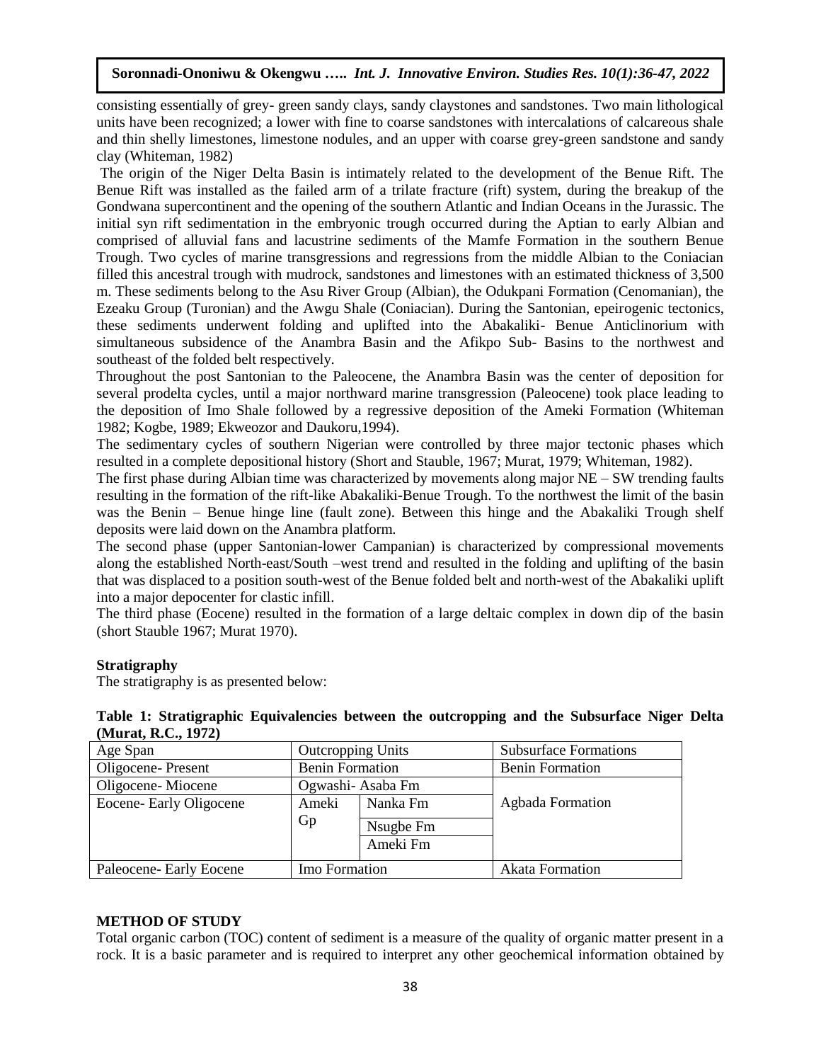consisting essentially of grey- green sandy clays, sandy claystones and sandstones. Two main lithological units have been recognized; a lower with fine to coarse sandstones with intercalations of calcareous shale and thin shelly limestones, limestone nodules, and an upper with coarse grey-green sandstone and sandy clay (Whiteman, 1982)

The origin of the Niger Delta Basin is intimately related to the development of the Benue Rift. The Benue Rift was installed as the failed arm of a trilate fracture (rift) system, during the breakup of the Gondwana supercontinent and the opening of the southern Atlantic and Indian Oceans in the Jurassic. The initial syn rift sedimentation in the embryonic trough occurred during the Aptian to early Albian and comprised of alluvial fans and lacustrine sediments of the Mamfe Formation in the southern Benue Trough. Two cycles of marine transgressions and regressions from the middle Albian to the Coniacian filled this ancestral trough with mudrock, sandstones and limestones with an estimated thickness of 3,500 m. These sediments belong to the Asu River Group (Albian), the Odukpani Formation (Cenomanian), the Ezeaku Group (Turonian) and the Awgu Shale (Coniacian). During the Santonian, epeirogenic tectonics, these sediments underwent folding and uplifted into the Abakaliki- Benue Anticlinorium with simultaneous subsidence of the Anambra Basin and the Afikpo Sub- Basins to the northwest and southeast of the folded belt respectively.

Throughout the post Santonian to the Paleocene, the Anambra Basin was the center of deposition for several prodelta cycles, until a major northward marine transgression (Paleocene) took place leading to the deposition of Imo Shale followed by a regressive deposition of the Ameki Formation (Whiteman 1982; Kogbe, 1989; Ekweozor and Daukoru,1994).

The sedimentary cycles of southern Nigerian were controlled by three major tectonic phases which resulted in a complete depositional history (Short and Stauble, 1967; Murat, 1979; Whiteman, 1982).

The first phase during Albian time was characterized by movements along major NE – SW trending faults resulting in the formation of the rift-like Abakaliki-Benue Trough. To the northwest the limit of the basin was the Benin – Benue hinge line (fault zone). Between this hinge and the Abakaliki Trough shelf deposits were laid down on the Anambra platform.

The second phase (upper Santonian-lower Campanian) is characterized by compressional movements along the established North-east/South –west trend and resulted in the folding and uplifting of the basin that was displaced to a position south-west of the Benue folded belt and north-west of the Abakaliki uplift into a major depocenter for clastic infill.

The third phase (Eocene) resulted in the formation of a large deltaic complex in down dip of the basin (short Stauble 1967; Murat 1970).

**Stratigraphy**

The stratigraphy is as presented below:

**Table 1: Stratigraphic Equivalencies between the outcropping and the Subsurface Niger Delta (Murat, R.C., 1972)**

| Age Span | Outcropping Units | | Subsurface Formations |
|---|---|---|---|
| Oligocene- Present | Benin Formation | | Benin Formation |
| Oligocene- Miocene | Ogwashi- Asaba Fm | | Agbada Formation |
| Eocene- Early Oligocene | Ameki Gp | Nanka Fm | |
| | | Nsugbe Fm | |
| | | Ameki Fm | |
| Paleocene- Early Eocene | Imo Formation | | Akata Formation |

**METHOD OF STUDY**

Total organic carbon (TOC) content of sediment is a measure of the quality of organic matter present in a rock. It is a basic parameter and is required to interpret any other geochemical information obtained by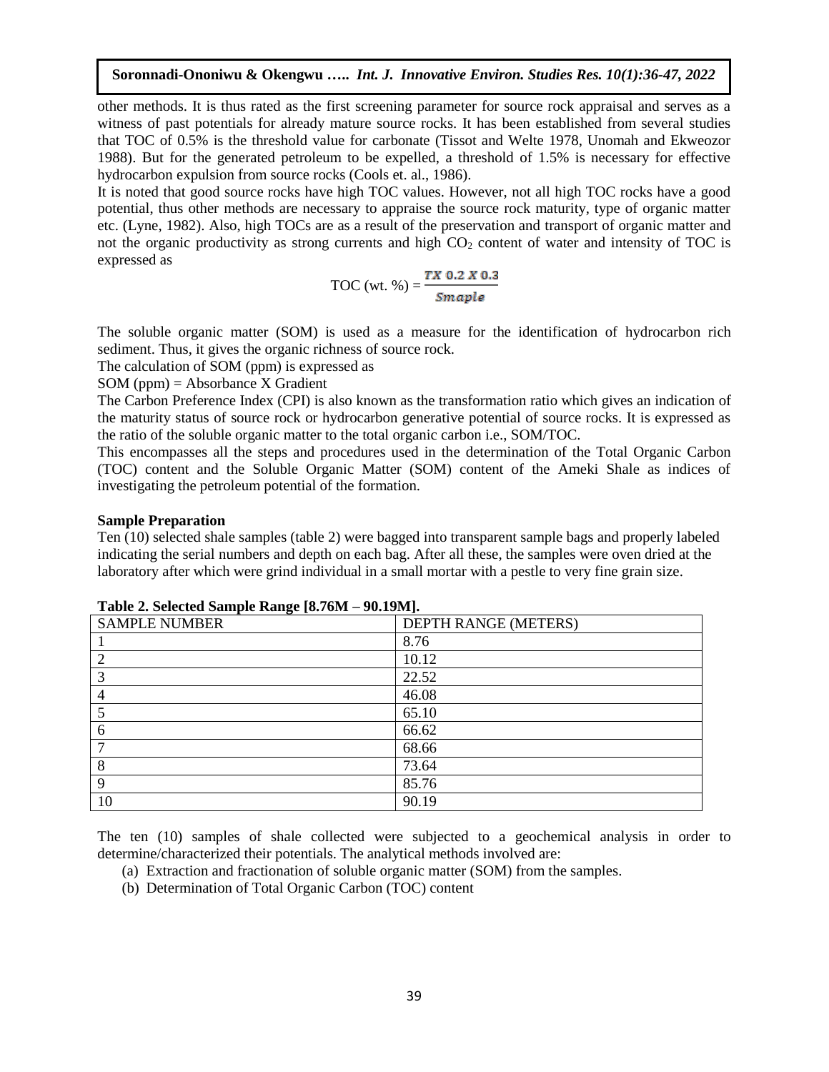other methods. It is thus rated as the first screening parameter for source rock appraisal and serves as a witness of past potentials for already mature source rocks. It has been established from several studies that TOC of 0.5% is the threshold value for carbonate (Tissot and Welte 1978, Unomah and Ekweozor 1988). But for the generated petroleum to be expelled, a threshold of 1.5% is necessary for effective hydrocarbon expulsion from source rocks (Cools et. al., 1986).

It is noted that good source rocks have high TOC values. However, not all high TOC rocks have a good potential, thus other methods are necessary to appraise the source rock maturity, type of organic matter etc. (Lyne, 1982). Also, high TOCs are as a result of the preservation and transport of organic matter and not the organic productivity as strong currents and high $CO_2$ content of water and intensity of TOC is expressed as

$$\text{TOC (wt. \%)} = \frac{TX\ 0.2\ X\ 0.3}{Smaple}$$

The soluble organic matter (SOM) is used as a measure for the identification of hydrocarbon rich sediment. Thus, it gives the organic richness of source rock.

The calculation of SOM (ppm) is expressed as

SOM (ppm) = Absorbance X Gradient

The Carbon Preference Index (CPI) is also known as the transformation ratio which gives an indication of the maturity status of source rock or hydrocarbon generative potential of source rocks. It is expressed as the ratio of the soluble organic matter to the total organic carbon i.e., SOM/TOC.

This encompasses all the steps and procedures used in the determination of the Total Organic Carbon (TOC) content and the Soluble Organic Matter (SOM) content of the Ameki Shale as indices of investigating the petroleum potential of the formation.

### Sample Preparation

Ten (10) selected shale samples (table 2) were bagged into transparent sample bags and properly labeled indicating the serial numbers and depth on each bag. After all these, the samples were oven dried at the laboratory after which were grind individual in a small mortar with a pestle to very fine grain size.

**Table 2. Selected Sample Range [8.76M – 90.19M].**

| SAMPLE NUMBER | DEPTH RANGE (METERS) |
|---|---|
| 1 | 8.76 |
| 2 | 10.12 |
| 3 | 22.52 |
| 4 | 46.08 |
| 5 | 65.10 |
| 6 | 66.62 |
| 7 | 68.66 |
| 8 | 73.64 |
| 9 | 85.76 |
| 10 | 90.19 |

The ten (10) samples of shale collected were subjected to a geochemical analysis in order to determine/characterized their potentials. The analytical methods involved are:

(a) Extraction and fractionation of soluble organic matter (SOM) from the samples.

(b) Determination of Total Organic Carbon (TOC) content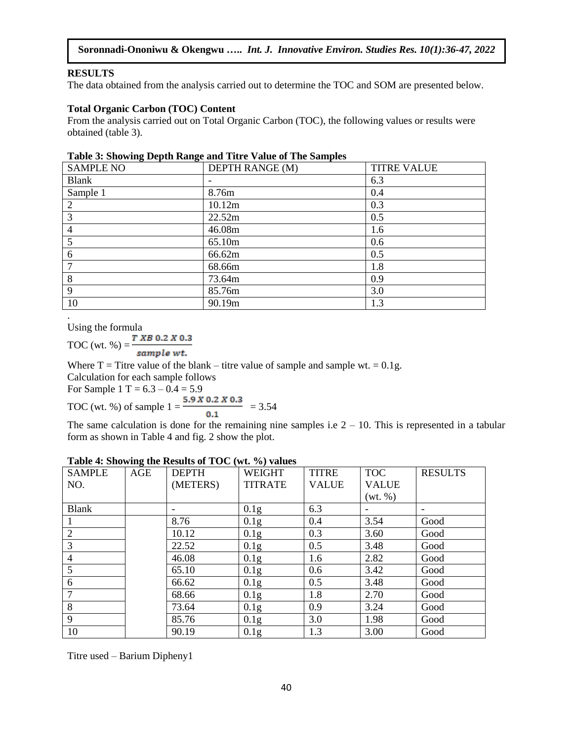## RESULTS

The data obtained from the analysis carried out to determine the TOC and SOM are presented below.

### Total Organic Carbon (TOC) Content

From the analysis carried out on Total Organic Carbon (TOC), the following values or results were obtained (table 3).

**Table 3: Showing Depth Range and Titre Value of The Samples**

| SAMPLE NO | DEPTH RANGE (M) | TITRE VALUE |
|---|---|---|
| Blank | - | 6.3 |
| Sample 1 | 8.76m | 0.4 |
| 2 | 10.12m | 0.3 |
| 3 | 22.52m | 0.5 |
| 4 | 46.08m | 1.6 |
| 5 | 65.10m | 0.6 |
| 6 | 66.62m | 0.5 |
| 7 | 68.66m | 1.8 |
| 8 | 73.64m | 0.9 |
| 9 | 85.76m | 3.0 |
| 10 | 90.19m | 1.3 |

.

Using the formula

$$\text{TOC (wt. \%)} = \frac{T \; XB \; 0.2 \; X \; 0.3}{sample \; wt.}$$

Where T = Titre value of the blank – titre value of sample and sample wt. = 0.1g.

Calculation for each sample follows

For Sample 1 T = 6.3 – 0.4 = 5.9

$$\text{TOC (wt. \%) of sample 1} = \frac{5.9 \; X \; 0.2 \; X \; 0.3}{0.1} = 3.54$$

The same calculation is done for the remaining nine samples i.e 2 – 10. This is represented in a tabular form as shown in Table 4 and fig. 2 show the plot.

**Table 4: Showing the Results of TOC (wt. %) values**

| SAMPLE NO. | AGE | DEPTH (METERS) | WEIGHT TITRATE | TITRE VALUE | TOC VALUE (wt. %) | RESULTS |
|---|---|---|---|---|---|---|
| Blank | | - | 0.1g | 6.3 | - | - |
| 1 | | 8.76 | 0.1g | 0.4 | 3.54 | Good |
| 2 | | 10.12 | 0.1g | 0.3 | 3.60 | Good |
| 3 | | 22.52 | 0.1g | 0.5 | 3.48 | Good |
| 4 | | 46.08 | 0.1g | 1.6 | 2.82 | Good |
| 5 | | 65.10 | 0.1g | 0.6 | 3.42 | Good |
| 6 | | 66.62 | 0.1g | 0.5 | 3.48 | Good |
| 7 | | 68.66 | 0.1g | 1.8 | 2.70 | Good |
| 8 | | 73.64 | 0.1g | 0.9 | 3.24 | Good |
| 9 | | 85.76 | 0.1g | 3.0 | 1.98 | Good |
| 10 | | 90.19 | 0.1g | 1.3 | 3.00 | Good |

Titre used – Barium Dipheny1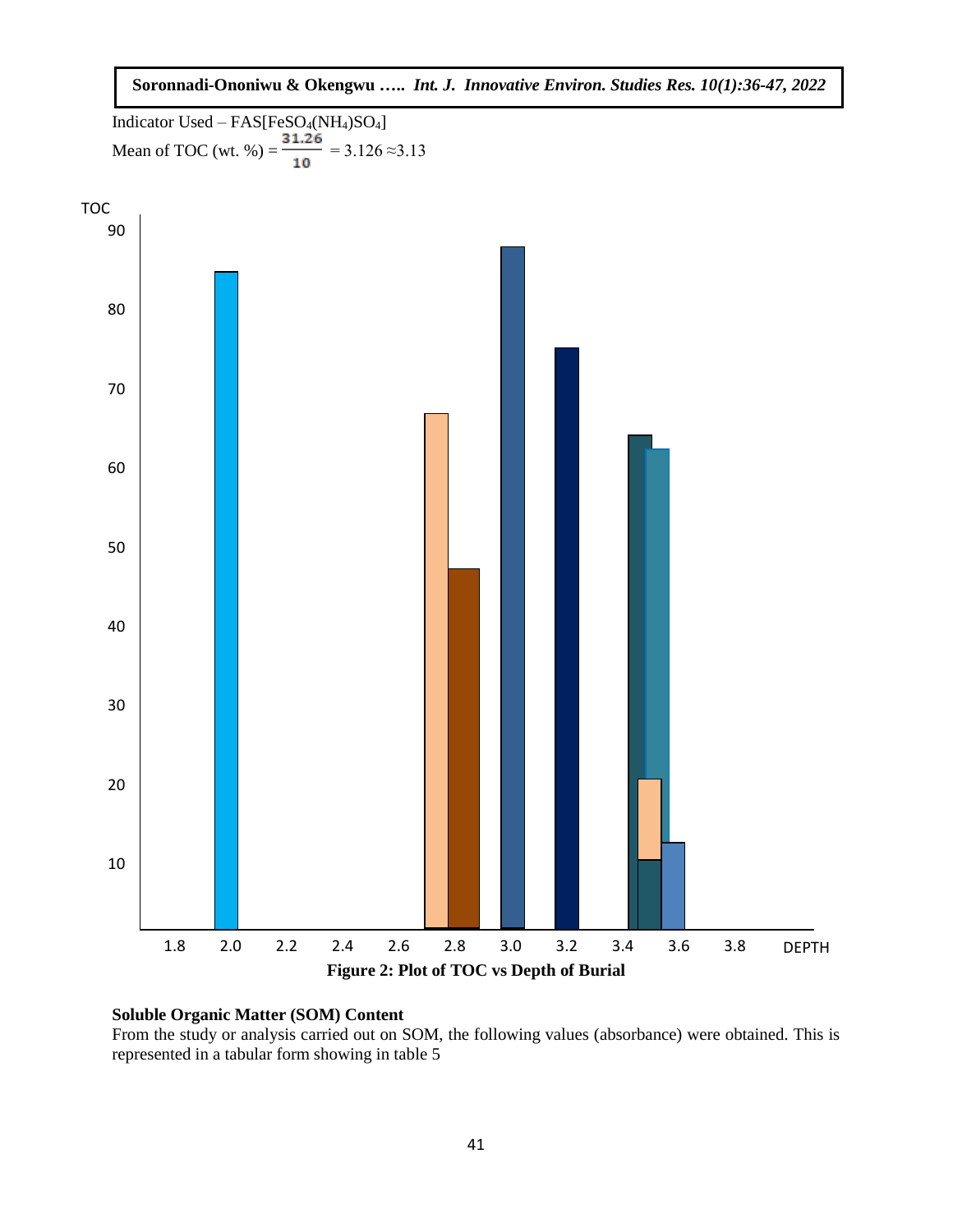Indicator Used – FAS[$FeSO_4(NH_4)SO_4$]

Mean of TOC (wt. %) = $\frac{31.26}{10}$ = 3.126 ≈3.13

**Figure 2: Plot of TOC vs Depth of Burial**

### Soluble Organic Matter (SOM) Content

From the study or analysis carried out on SOM, the following values (absorbance) were obtained. This is represented in a tabular form showing in table 5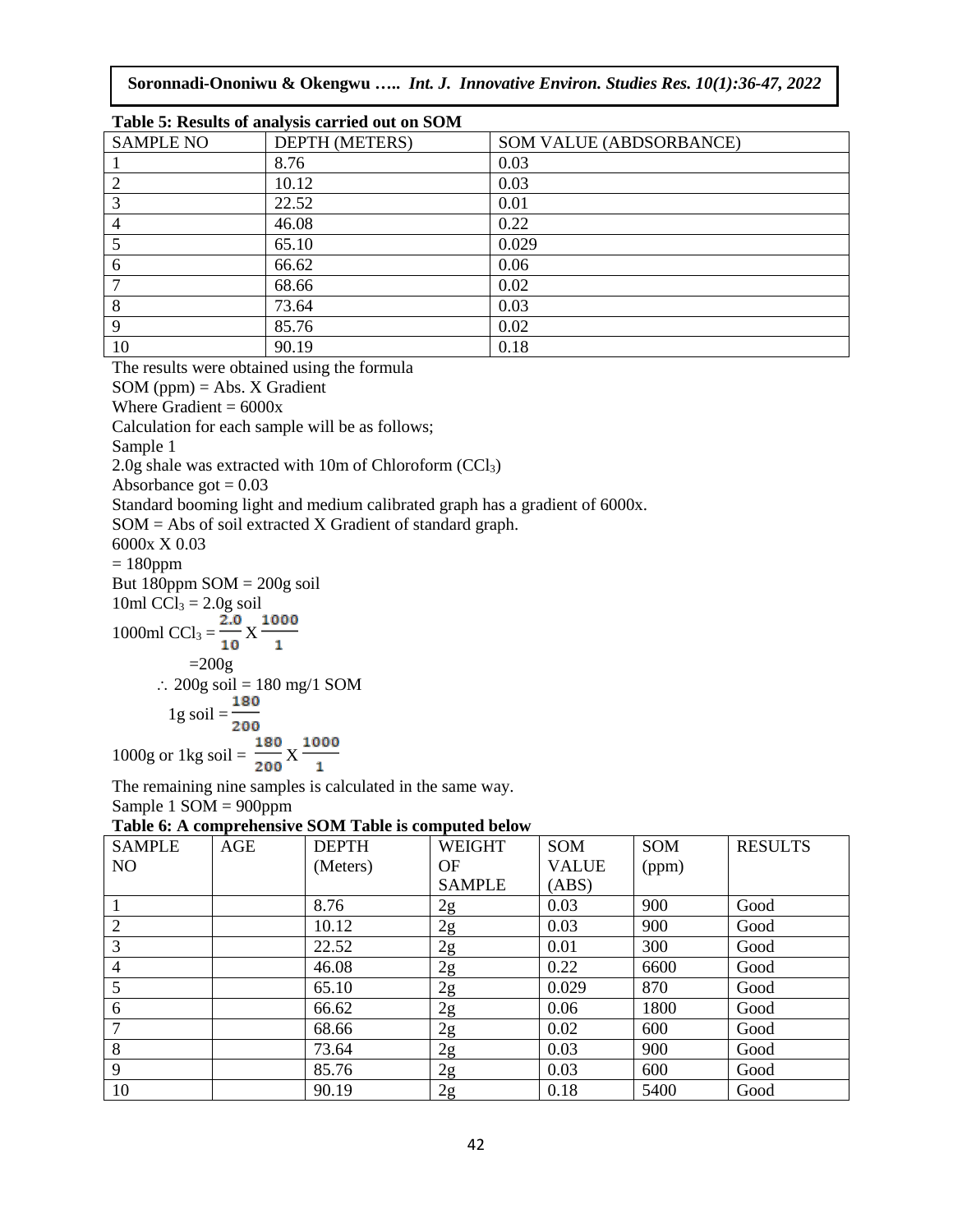**Table 5: Results of analysis carried out on SOM**

| SAMPLE NO | DEPTH (METERS) | SOM VALUE (ABDSORBANCE) |
|---|---|---|
| 1 | 8.76 | 0.03 |
| 2 | 10.12 | 0.03 |
| 3 | 22.52 | 0.01 |
| 4 | 46.08 | 0.22 |
| 5 | 65.10 | 0.029 |
| 6 | 66.62 | 0.06 |
| 7 | 68.66 | 0.02 |
| 8 | 73.64 | 0.03 |
| 9 | 85.76 | 0.02 |
| 10 | 90.19 | 0.18 |

The results were obtained using the formula

SOM (ppm) = Abs. X Gradient

Where Gradient = 6000x

Calculation for each sample will be as follows;

Sample 1

2.0g shale was extracted with 10m of Chloroform ($CCl_3$)

Absorbance got = 0.03

Standard booming light and medium calibrated graph has a gradient of 6000x.

SOM = Abs of soil extracted X Gradient of standard graph.

6000x X 0.03

= 180ppm

But 180ppm SOM = 200g soil

10ml $CCl_3$ = 2.0g soil

1000ml $CCl_3 = \frac{2.0}{10} \text{X} \frac{1000}{1}$

=200g

$\therefore$ 200g soil = 180 mg/1 SOM

1g soil = $\frac{180}{200}$

1000g or 1kg soil = $\frac{180}{200} \text{X} \frac{1000}{1}$

The remaining nine samples is calculated in the same way.

Sample 1 SOM = 900ppm

**Table 6: A comprehensive SOM Table is computed below**

| SAMPLE NO | AGE | DEPTH (Meters) | WEIGHT OF SAMPLE | SOM VALUE (ABS) | SOM (ppm) | RESULTS |
|---|---|---|---|---|---|---|
| 1 | | 8.76 | 2g | 0.03 | 900 | Good |
| 2 | | 10.12 | 2g | 0.03 | 900 | Good |
| 3 | | 22.52 | 2g | 0.01 | 300 | Good |
| 4 | | 46.08 | 2g | 0.22 | 6600 | Good |
| 5 | | 65.10 | 2g | 0.029 | 870 | Good |
| 6 | | 66.62 | 2g | 0.06 | 1800 | Good |
| 7 | | 68.66 | 2g | 0.02 | 600 | Good |
| 8 | | 73.64 | 2g | 0.03 | 900 | Good |
| 9 | | 85.76 | 2g | 0.03 | 600 | Good |
| 10 | | 90.19 | 2g | 0.18 | 5400 | Good |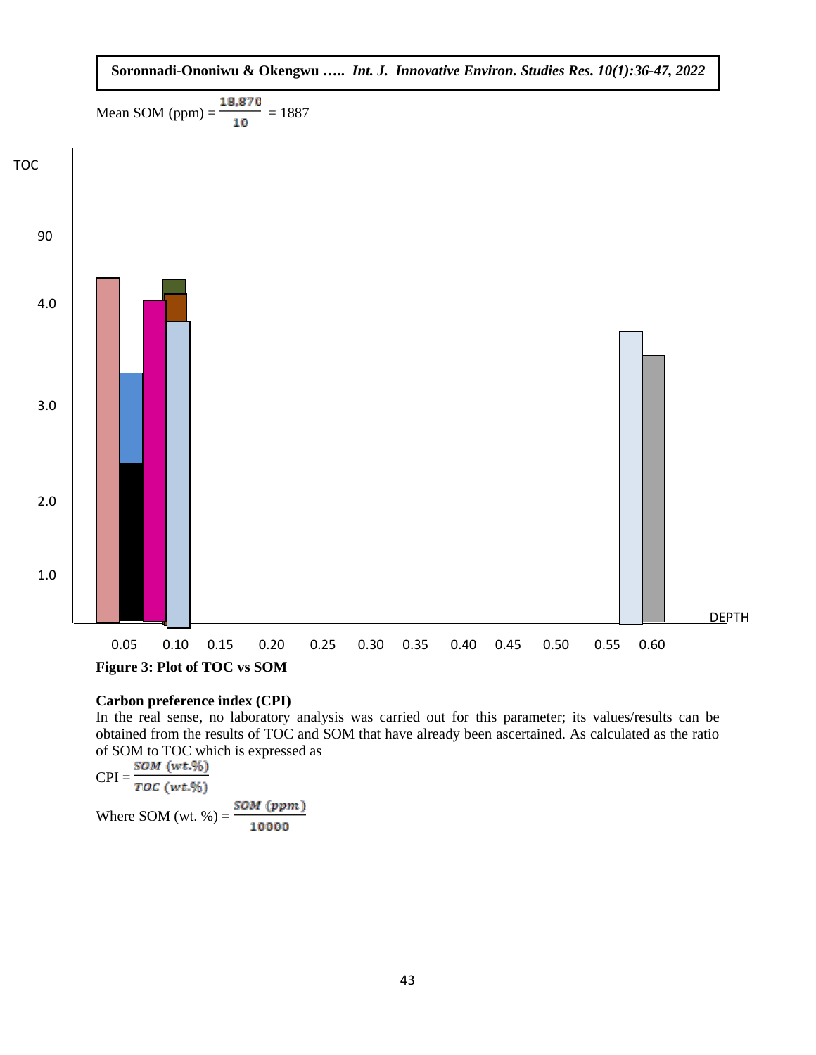Mean SOM (ppm) = $\frac{18,870}{10}$ = 1887

TOC

90

4.0

3.0

2.0

1.0

DEPTH

0.05 0.10 0.15 0.20 0.25 0.30 0.35 0.40 0.45 0.50 0.55 0.60

**Figure 3: Plot of TOC vs SOM**

**Carbon preference index (CPI)**

In the real sense, no laboratory analysis was carried out for this parameter; its values/results can be obtained from the results of TOC and SOM that have already been ascertained. As calculated as the ratio of SOM to TOC which is expressed as

$$CPI = \frac{SOM\ (wt.\%)}{TOC\ (wt.\%)}$$

Where SOM (wt. %) = $\frac{SOM\ (ppm)}{10000}$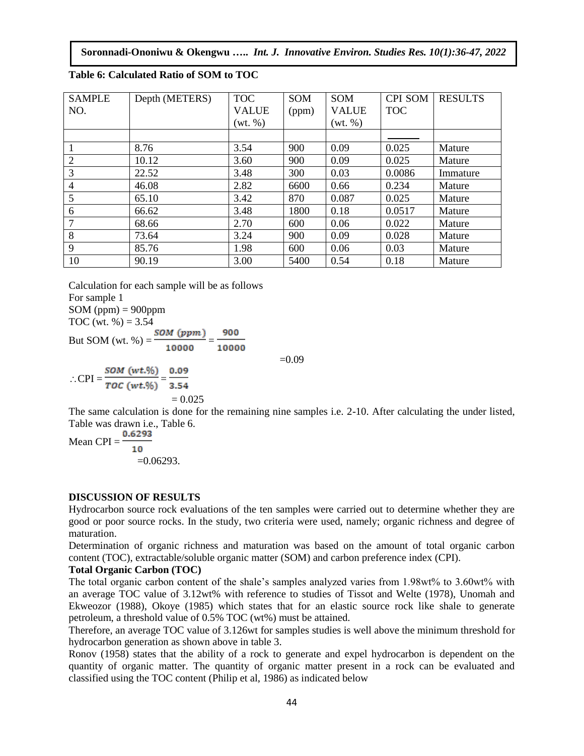**Table 6: Calculated Ratio of SOM to TOC**

| SAMPLE NO. | Depth (METERS) | TOC VALUE (wt. %) | SOM (ppm) | SOM VALUE (wt. %) | CPI SOM / TOC | RESULTS |
|---|---|---|---|---|---|---|
| 1 | 8.76 | 3.54 | 900 | 0.09 | 0.025 | Mature |
| 2 | 10.12 | 3.60 | 900 | 0.09 | 0.025 | Mature |
| 3 | 22.52 | 3.48 | 300 | 0.03 | 0.0086 | Immature |
| 4 | 46.08 | 2.82 | 6600 | 0.66 | 0.234 | Mature |
| 5 | 65.10 | 3.42 | 870 | 0.087 | 0.025 | Mature |
| 6 | 66.62 | 3.48 | 1800 | 0.18 | 0.0517 | Mature |
| 7 | 68.66 | 2.70 | 600 | 0.06 | 0.022 | Mature |
| 8 | 73.64 | 3.24 | 900 | 0.09 | 0.028 | Mature |
| 9 | 85.76 | 1.98 | 600 | 0.06 | 0.03 | Mature |
| 10 | 90.19 | 3.00 | 5400 | 0.54 | 0.18 | Mature |

Calculation for each sample will be as follows

For sample 1

SOM (ppm) = 900ppm

TOC (wt. %) = 3.54

But SOM (wt. %) = $\frac{SOM\ (ppm)}{10000} = \frac{900}{10000}$

$=0.09$

$\therefore \text{CPI} = \frac{SOM\ (wt.\%)}{TOC\ (wt.\%)} = \frac{0.09}{3.54}$

$= 0.025$

The same calculation is done for the remaining nine samples i.e. 2-10. After calculating the under listed, Table was drawn i.e., Table 6.

Mean CPI = $\frac{0.6293}{10}$

$=0.06293.$

**DISCUSSION OF RESULTS**

Hydrocarbon source rock evaluations of the ten samples were carried out to determine whether they are good or poor source rocks. In the study, two criteria were used, namely; organic richness and degree of maturation.

Determination of organic richness and maturation was based on the amount of total organic carbon content (TOC), extractable/soluble organic matter (SOM) and carbon preference index (CPI).

**Total Organic Carbon (TOC)**

The total organic carbon content of the shale's samples analyzed varies from 1.98wt% to 3.60wt% with an average TOC value of 3.12wt% with reference to studies of Tissot and Welte (1978), Unomah and Ekweozor (1988), Okoye (1985) which states that for an elastic source rock like shale to generate petroleum, a threshold value of 0.5% TOC (wt%) must be attained.

Therefore, an average TOC value of 3.126wt for samples studies is well above the minimum threshold for hydrocarbon generation as shown above in table 3.

Ronov (1958) states that the ability of a rock to generate and expel hydrocarbon is dependent on the quantity of organic matter. The quantity of organic matter present in a rock can be evaluated and classified using the TOC content (Philip et al, 1986) as indicated below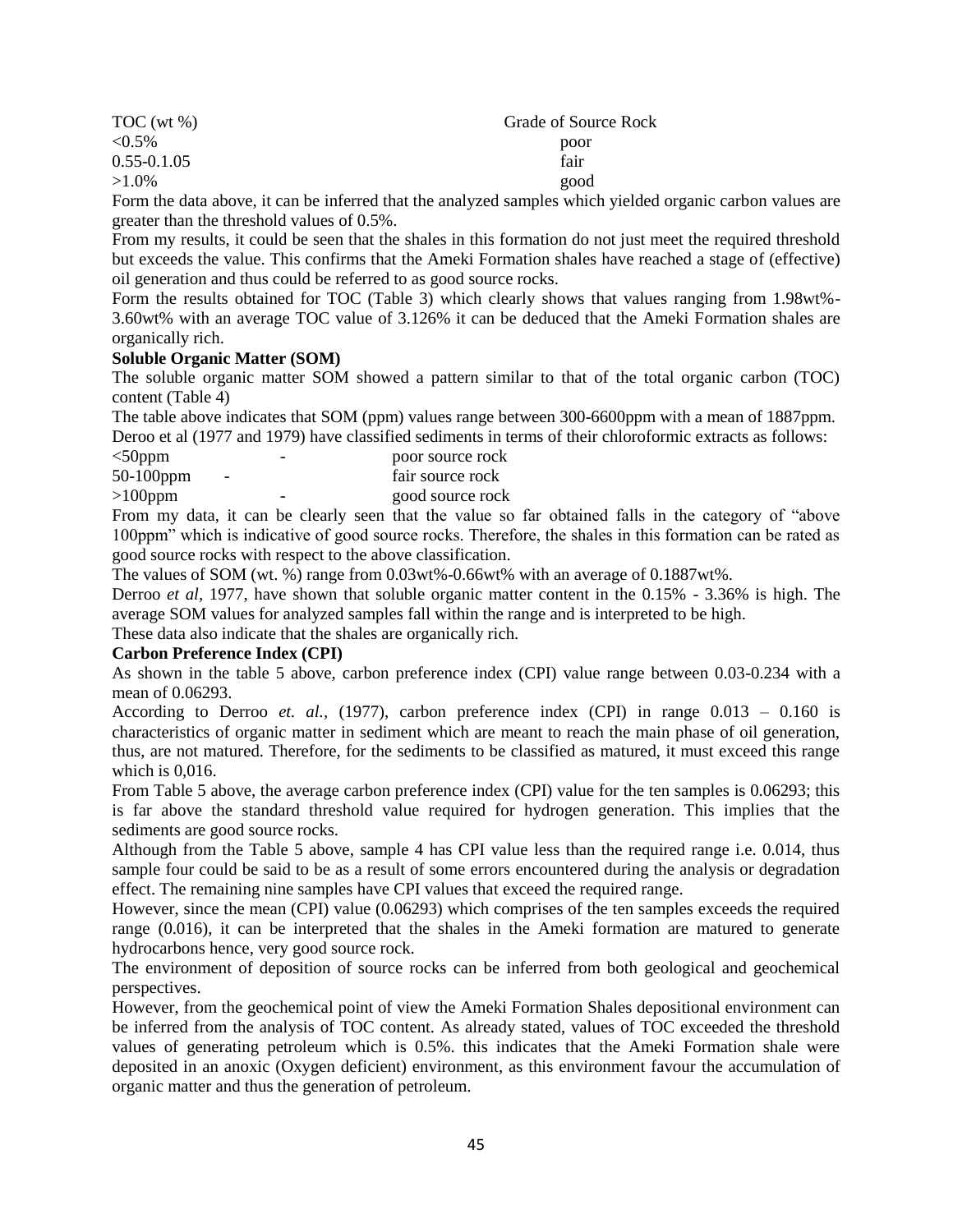| TOC (wt %) | Grade of Source Rock |
|---|---|
| <0.5% | poor |
| 0.55-0.1.05 | fair |
| >1.0% | good |

Form the data above, it can be inferred that the analyzed samples which yielded organic carbon values are greater than the threshold values of 0.5%.

From my results, it could be seen that the shales in this formation do not just meet the required threshold but exceeds the value. This confirms that the Ameki Formation shales have reached a stage of (effective) oil generation and thus could be referred to as good source rocks.

Form the results obtained for TOC (Table 3) which clearly shows that values ranging from 1.98wt%-3.60wt% with an average TOC value of 3.126% it can be deduced that the Ameki Formation shales are organically rich.

**Soluble Organic Matter (SOM)**

The soluble organic matter SOM showed a pattern similar to that of the total organic carbon (TOC) content (Table 4)

The table above indicates that SOM (ppm) values range between 300-6600ppm with a mean of 1887ppm.

Deroo et al (1977 and 1979) have classified sediments in terms of their chloroformic extracts as follows:

| | | |
|---|---|---|
| <50ppm | - | poor source rock |
| 50-100ppm | - | fair source rock |
| >100ppm | - | good source rock |

From my data, it can be clearly seen that the value so far obtained falls in the category of "above 100ppm" which is indicative of good source rocks. Therefore, the shales in this formation can be rated as good source rocks with respect to the above classification.

The values of SOM (wt. %) range from 0.03wt%-0.66wt% with an average of 0.1887wt%.

Derroo *et al*, 1977, have shown that soluble organic matter content in the 0.15% - 3.36% is high. The average SOM values for analyzed samples fall within the range and is interpreted to be high.

These data also indicate that the shales are organically rich.

**Carbon Preference Index (CPI)**

As shown in the table 5 above, carbon preference index (CPI) value range between 0.03-0.234 with a mean of 0.06293.

According to Derroo *et. al.,* (1977), carbon preference index (CPI) in range 0.013 – 0.160 is characteristics of organic matter in sediment which are meant to reach the main phase of oil generation, thus, are not matured. Therefore, for the sediments to be classified as matured, it must exceed this range which is 0,016.

From Table 5 above, the average carbon preference index (CPI) value for the ten samples is 0.06293; this is far above the standard threshold value required for hydrogen generation. This implies that the sediments are good source rocks.

Although from the Table 5 above, sample 4 has CPI value less than the required range i.e. 0.014, thus sample four could be said to be as a result of some errors encountered during the analysis or degradation effect. The remaining nine samples have CPI values that exceed the required range.

However, since the mean (CPI) value (0.06293) which comprises of the ten samples exceeds the required range (0.016), it can be interpreted that the shales in the Ameki formation are matured to generate hydrocarbons hence, very good source rock.

The environment of deposition of source rocks can be inferred from both geological and geochemical perspectives.

However, from the geochemical point of view the Ameki Formation Shales depositional environment can be inferred from the analysis of TOC content. As already stated, values of TOC exceeded the threshold values of generating petroleum which is 0.5%. this indicates that the Ameki Formation shale were deposited in an anoxic (Oxygen deficient) environment, as this environment favour the accumulation of organic matter and thus the generation of petroleum.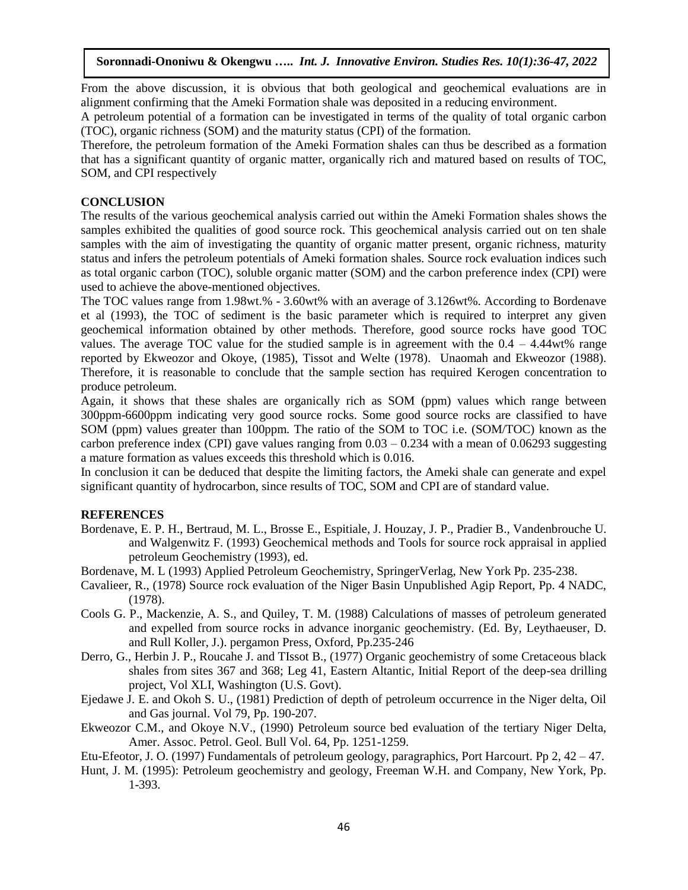From the above discussion, it is obvious that both geological and geochemical evaluations are in alignment confirming that the Ameki Formation shale was deposited in a reducing environment.

A petroleum potential of a formation can be investigated in terms of the quality of total organic carbon (TOC), organic richness (SOM) and the maturity status (CPI) of the formation.

Therefore, the petroleum formation of the Ameki Formation shales can thus be described as a formation that has a significant quantity of organic matter, organically rich and matured based on results of TOC, SOM, and CPI respectively

## CONCLUSION

The results of the various geochemical analysis carried out within the Ameki Formation shales shows the samples exhibited the qualities of good source rock. This geochemical analysis carried out on ten shale samples with the aim of investigating the quantity of organic matter present, organic richness, maturity status and infers the petroleum potentials of Ameki formation shales. Source rock evaluation indices such as total organic carbon (TOC), soluble organic matter (SOM) and the carbon preference index (CPI) were used to achieve the above-mentioned objectives.

The TOC values range from 1.98wt.% - 3.60wt% with an average of 3.126wt%. According to Bordenave et al (1993), the TOC of sediment is the basic parameter which is required to interpret any given geochemical information obtained by other methods. Therefore, good source rocks have good TOC values. The average TOC value for the studied sample is in agreement with the 0.4 – 4.44wt% range reported by Ekweozor and Okoye, (1985), Tissot and Welte (1978). Unaomah and Ekweozor (1988). Therefore, it is reasonable to conclude that the sample section has required Kerogen concentration to produce petroleum.

Again, it shows that these shales are organically rich as SOM (ppm) values which range between 300ppm-6600ppm indicating very good source rocks. Some good source rocks are classified to have SOM (ppm) values greater than 100ppm. The ratio of the SOM to TOC i.e. (SOM/TOC) known as the carbon preference index (CPI) gave values ranging from 0.03 – 0.234 with a mean of 0.06293 suggesting a mature formation as values exceeds this threshold which is 0.016.

In conclusion it can be deduced that despite the limiting factors, the Ameki shale can generate and expel significant quantity of hydrocarbon, since results of TOC, SOM and CPI are of standard value.

## REFERENCES

Bordenave, E. P. H., Bertraud, M. L., Brosse E., Espitiale, J. Houzay, J. P., Pradier B., Vandenbrouche U. and Walgenwitz F. (1993) Geochemical methods and Tools for source rock appraisal in applied petroleum Geochemistry (1993), ed.

Bordenave, M. L (1993) Applied Petroleum Geochemistry, SpringerVerlag, New York Pp. 235-238.

Cavalieer, R., (1978) Source rock evaluation of the Niger Basin Unpublished Agip Report, Pp. 4 NADC, (1978).

Cools G. P., Mackenzie, A. S., and Quiley, T. M. (1988) Calculations of masses of petroleum generated and expelled from source rocks in advance inorganic geochemistry. (Ed. By, Leythaeuser, D. and Rull Koller, J.). pergamon Press, Oxford, Pp.235-246

Derro, G., Herbin J. P., Roucahe J. and TIssot B., (1977) Organic geochemistry of some Cretaceous black shales from sites 367 and 368; Leg 41, Eastern Altantic, Initial Report of the deep-sea drilling project, Vol XLI, Washington (U.S. Govt).

Ejedawe J. E. and Okoh S. U., (1981) Prediction of depth of petroleum occurrence in the Niger delta, Oil and Gas journal. Vol 79, Pp. 190-207.

Ekweozor C.M., and Okoye N.V., (1990) Petroleum source bed evaluation of the tertiary Niger Delta, Amer. Assoc. Petrol. Geol. Bull Vol. 64, Pp. 1251-1259.

Etu-Efeotor, J. O. (1997) Fundamentals of petroleum geology, paragraphics, Port Harcourt. Pp 2, 42 – 47.

Hunt, J. M. (1995): Petroleum geochemistry and geology, Freeman W.H. and Company, New York, Pp. 1-393.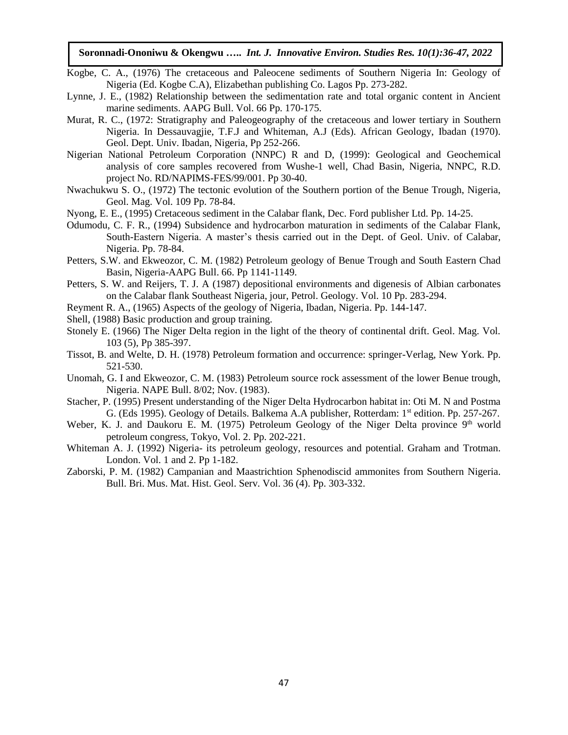Kogbe, C. A., (1976) The cretaceous and Paleocene sediments of Southern Nigeria In: Geology of Nigeria (Ed. Kogbe C.A), Elizabethan publishing Co. Lagos Pp. 273-282.

Lynne, J. E., (1982) Relationship between the sedimentation rate and total organic content in Ancient marine sediments. AAPG Bull. Vol. 66 Pp. 170-175.

Murat, R. C., (1972: Stratigraphy and Paleogeography of the cretaceous and lower tertiary in Southern Nigeria. In Dessauvagjie, T.F.J and Whiteman, A.J (Eds). African Geology, Ibadan (1970). Geol. Dept. Univ. Ibadan, Nigeria, Pp 252-266.

Nigerian National Petroleum Corporation (NNPC) R and D, (1999): Geological and Geochemical analysis of core samples recovered from Wushe-1 well, Chad Basin, Nigeria, NNPC, R.D. project No. RD/NAPIMS-FES/99/001. Pp 30-40.

Nwachukwu S. O., (1972) The tectonic evolution of the Southern portion of the Benue Trough, Nigeria, Geol. Mag. Vol. 109 Pp. 78-84.

Nyong, E. E., (1995) Cretaceous sediment in the Calabar flank, Dec. Ford publisher Ltd. Pp. 14-25.

Odumodu, C. F. R., (1994) Subsidence and hydrocarbon maturation in sediments of the Calabar Flank, South-Eastern Nigeria. A master's thesis carried out in the Dept. of Geol. Univ. of Calabar, Nigeria. Pp. 78-84.

Petters, S.W. and Ekweozor, C. M. (1982) Petroleum geology of Benue Trough and South Eastern Chad Basin, Nigeria-AAPG Bull. 66. Pp 1141-1149.

Petters, S. W. and Reijers, T. J. A (1987) depositional environments and digenesis of Albian carbonates on the Calabar flank Southeast Nigeria, jour, Petrol. Geology. Vol. 10 Pp. 283-294.

Reyment R. A., (1965) Aspects of the geology of Nigeria, Ibadan, Nigeria. Pp. 144-147.

Shell, (1988) Basic production and group training.

Stonely E. (1966) The Niger Delta region in the light of the theory of continental drift. Geol. Mag. Vol. 103 (5), Pp 385-397.

Tissot, B. and Welte, D. H. (1978) Petroleum formation and occurrence: springer-Verlag, New York. Pp. 521-530.

Unomah, G. I and Ekweozor, C. M. (1983) Petroleum source rock assessment of the lower Benue trough, Nigeria. NAPE Bull. 8/02; Nov. (1983).

Stacher, P. (1995) Present understanding of the Niger Delta Hydrocarbon habitat in: Oti M. N and Postma G. (Eds 1995). Geology of Details. Balkema A.A publisher, Rotterdam: 1st edition. Pp. 257-267.

Weber, K. J. and Daukoru E. M. (1975) Petroleum Geology of the Niger Delta province 9th world petroleum congress, Tokyo, Vol. 2. Pp. 202-221.

Whiteman A. J. (1992) Nigeria- its petroleum geology, resources and potential. Graham and Trotman. London. Vol. 1 and 2. Pp 1-182.

Zaborski, P. M. (1982) Campanian and Maastrichtion Sphenodiscid ammonites from Southern Nigeria. Bull. Bri. Mus. Mat. Hist. Geol. Serv. Vol. 36 (4). Pp. 303-332.